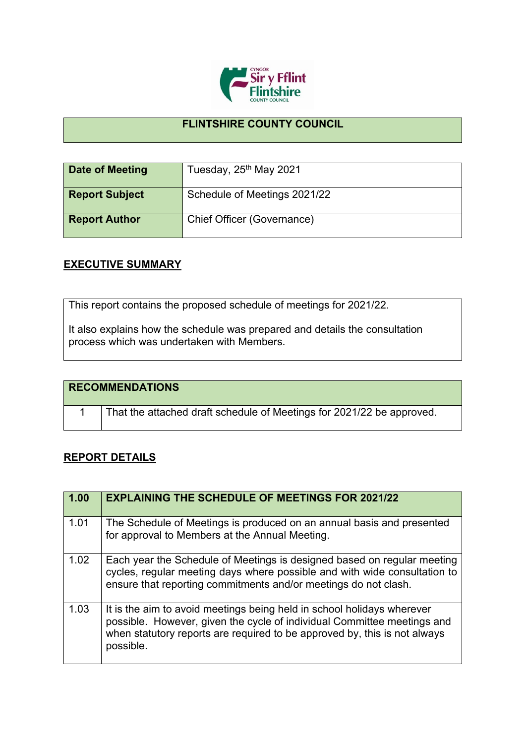# FLINTSHIRE COUNTY COUNCIL

| Date of Meeting | Tuesday, 25th May 2021 |
|---|---|
| Report Subject | Schedule of Meetings 2021/22 |
| Report Author | Chief Officer (Governance) |

## EXECUTIVE SUMMARY

This report contains the proposed schedule of meetings for 2021/22.

It also explains how the schedule was prepared and details the consultation process which was undertaken with Members.

| RECOMMENDATIONS | |
|---|---|
| 1 | That the attached draft schedule of Meetings for 2021/22 be approved. |

## REPORT DETAILS

| 1.00 | EXPLAINING THE SCHEDULE OF MEETINGS FOR 2021/22 |
|---|---|
| 1.01 | The Schedule of Meetings is produced on an annual basis and presented for approval to Members at the Annual Meeting. |
| 1.02 | Each year the Schedule of Meetings is designed based on regular meeting cycles, regular meeting days where possible and with wide consultation to ensure that reporting commitments and/or meetings do not clash. |
| 1.03 | It is the aim to avoid meetings being held in school holidays wherever possible. However, given the cycle of individual Committee meetings and when statutory reports are required to be approved by, this is not always possible. |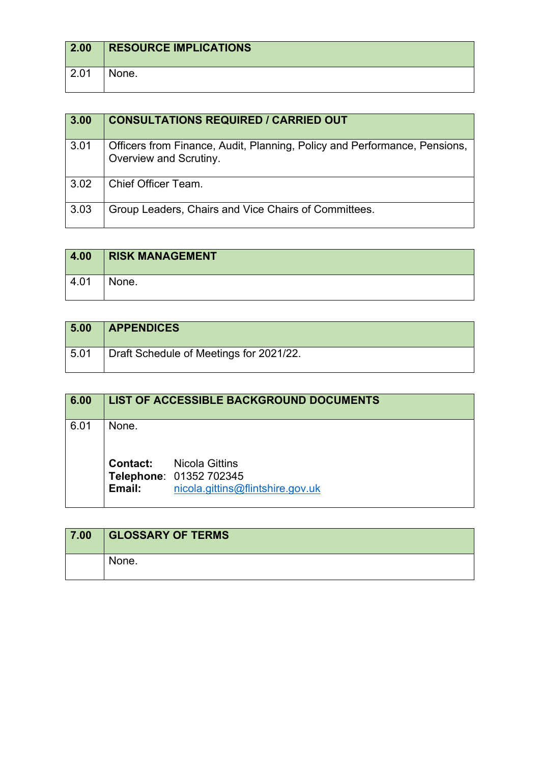| 2.00 | **RESOURCE IMPLICATIONS** |
|---|---|
| 2.01 | None. |

| 3.00 | **CONSULTATIONS REQUIRED / CARRIED OUT** |
|---|---|
| 3.01 | Officers from Finance, Audit, Planning, Policy and Performance, Pensions, Overview and Scrutiny. |
| 3.02 | Chief Officer Team. |
| 3.03 | Group Leaders, Chairs and Vice Chairs of Committees. |

| 4.00 | **RISK MANAGEMENT** |
|---|---|
| 4.01 | None. |

| 5.00 | **APPENDICES** |
|---|---|
| 5.01 | Draft Schedule of Meetings for 2021/22. |

| 6.00 | **LIST OF ACCESSIBLE BACKGROUND DOCUMENTS** |
|---|---|
| 6.01 | None.<br><br>**Contact:** Nicola Gittins<br>**Telephone**: 01352 702345<br>**Email:** nicola.gittins@flintshire.gov.uk |

| 7.00 | **GLOSSARY OF TERMS** |
|---|---|
| | None. |